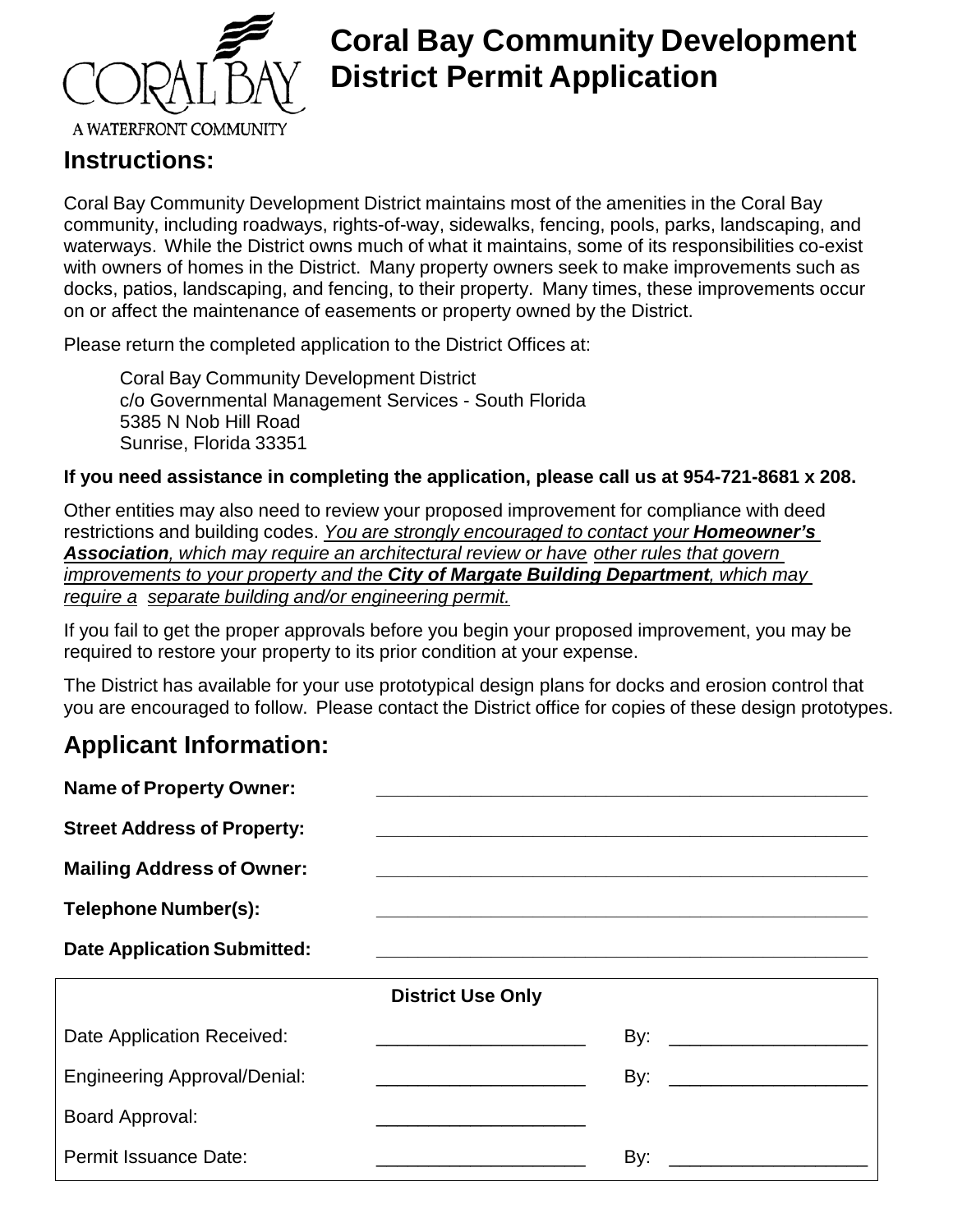CORAL BAY

A WATERFRONT COMMUNITY

# Coral Bay Community Development District Permit Application

## Instructions:

Coral Bay Community Development District maintains most of the amenities in the Coral Bay community, including roadways, rights-of-way, sidewalks, fencing, pools, parks, landscaping, and waterways. While the District owns much of what it maintains, some of its responsibilities co-exist with owners of homes in the District. Many property owners seek to make improvements such as docks, patios, landscaping, and fencing, to their property. Many times, these improvements occur on or affect the maintenance of easements or property owned by the District.

Please return the completed application to the District Offices at:

Coral Bay Community Development District
c/o Governmental Management Services - South Florida
5385 N Nob Hill Road
Sunrise, Florida 33351

**If you need assistance in completing the application, please call us at 954-721-8681 x 208.**

Other entities may also need to review your proposed improvement for compliance with deed restrictions and building codes. *You are strongly encouraged to contact your **Homeowner's Association**, which may require an architectural review or have other rules that govern improvements to your property and the **City of Margate Building Department**, which may require a separate building and/or engineering permit.*

If you fail to get the proper approvals before you begin your proposed improvement, you may be required to restore your property to its prior condition at your expense.

The District has available for your use prototypical design plans for docks and erosion control that you are encouraged to follow. Please contact the District office for copies of these design prototypes.

## Applicant Information:

**Name of Property Owner:** ______________________________

**Street Address of Property:** ______________________________

**Mailing Address of Owner:** ______________________________

**Telephone Number(s):** ______________________________

**Date Application Submitted:** ______________________________

| District Use Only | | |
|---|---|---|
| Date Application Received: | ____________________ | By: ____________________ |
| Engineering Approval/Denial: | ____________________ | By: ____________________ |
| Board Approval: | ____________________ | |
| Permit Issuance Date: | ____________________ | By: ____________________ |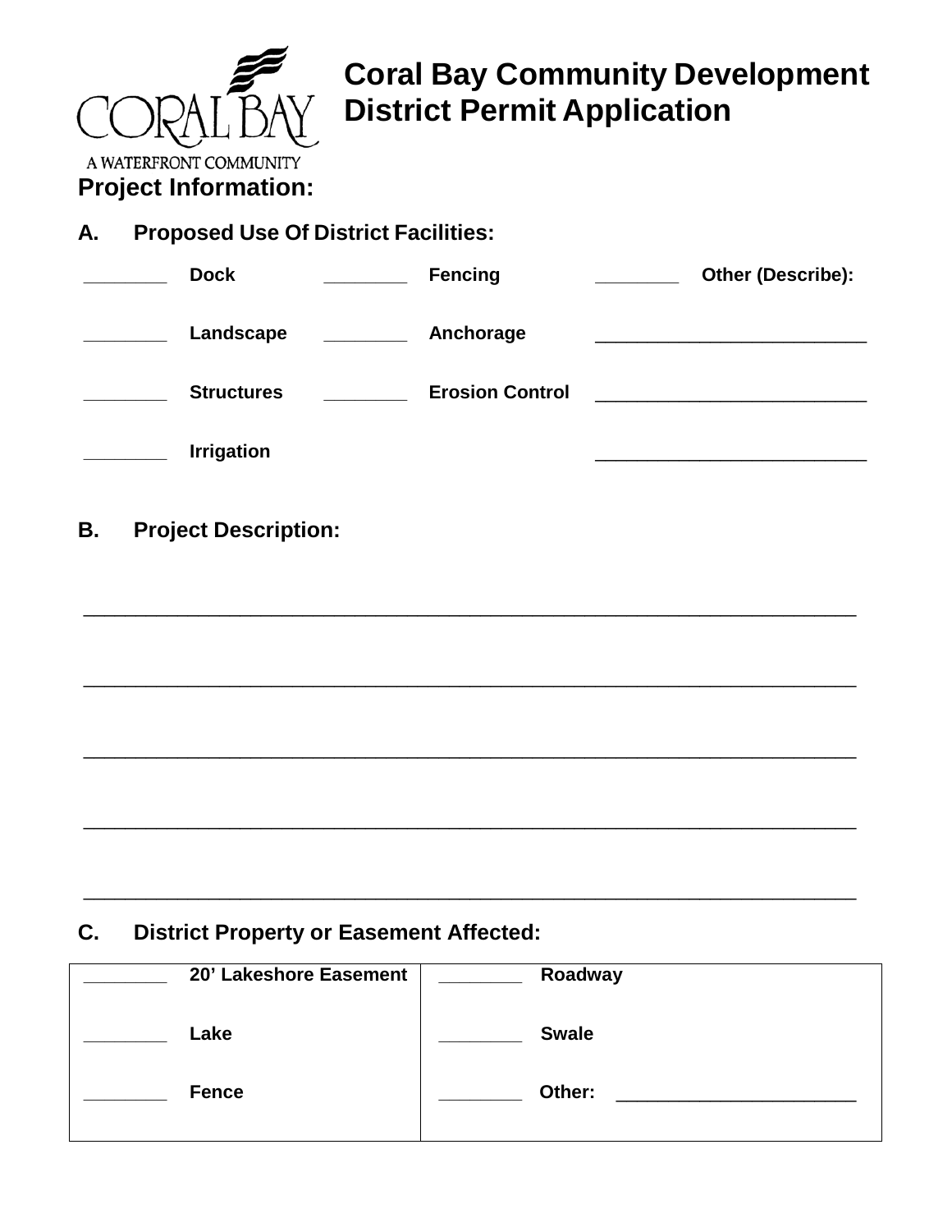# Coral Bay Community Development District Permit Application

CORAL BAY
A WATERFRONT COMMUNITY

## Project Information:

### A. Proposed Use Of District Facilities:

| | | | | | |
|---|---|---|---|---|---|
| ________ | **Dock** | ________ | **Fencing** | ________ | **Other (Describe):** |
| ________ | **Landscape** | ________ | **Anchorage** | | __________________________ |
| ________ | **Structures** | ________ | **Erosion Control** | | __________________________ |
| ________ | **Irrigation** | | | | __________________________ |

### B. Project Description:

______________________________________________________________________

______________________________________________________________________

______________________________________________________________________

______________________________________________________________________

______________________________________________________________________

### C. District Property or Easement Affected:

| | | | |
|---|---|---|---|
| ________ | **20' Lakeshore Easement** | ________ | **Roadway** |
| ________ | **Lake** | ________ | **Swale** |
| ________ | **Fence** | ________ | **Other:** ________________________ |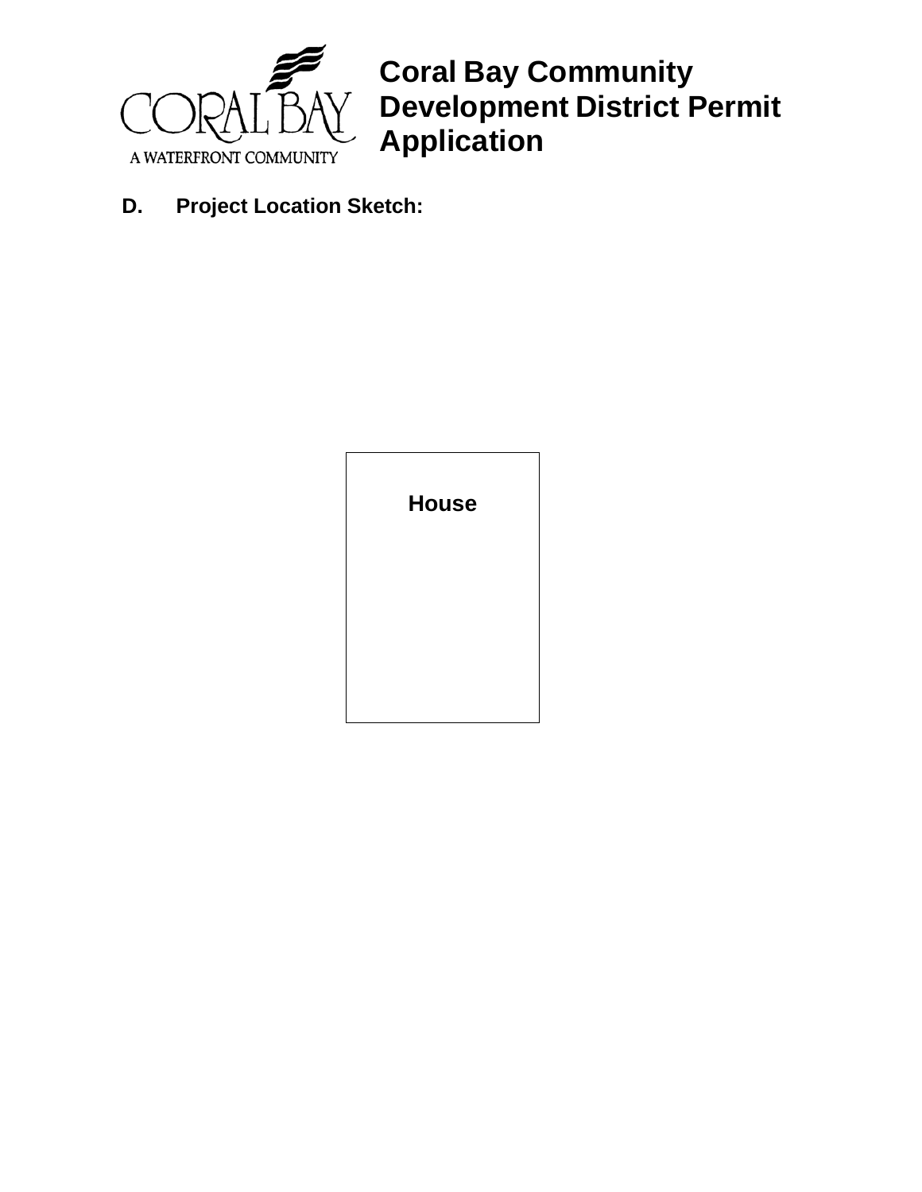# Coral Bay Community Development District Permit Application

**D. Project Location Sketch:**

House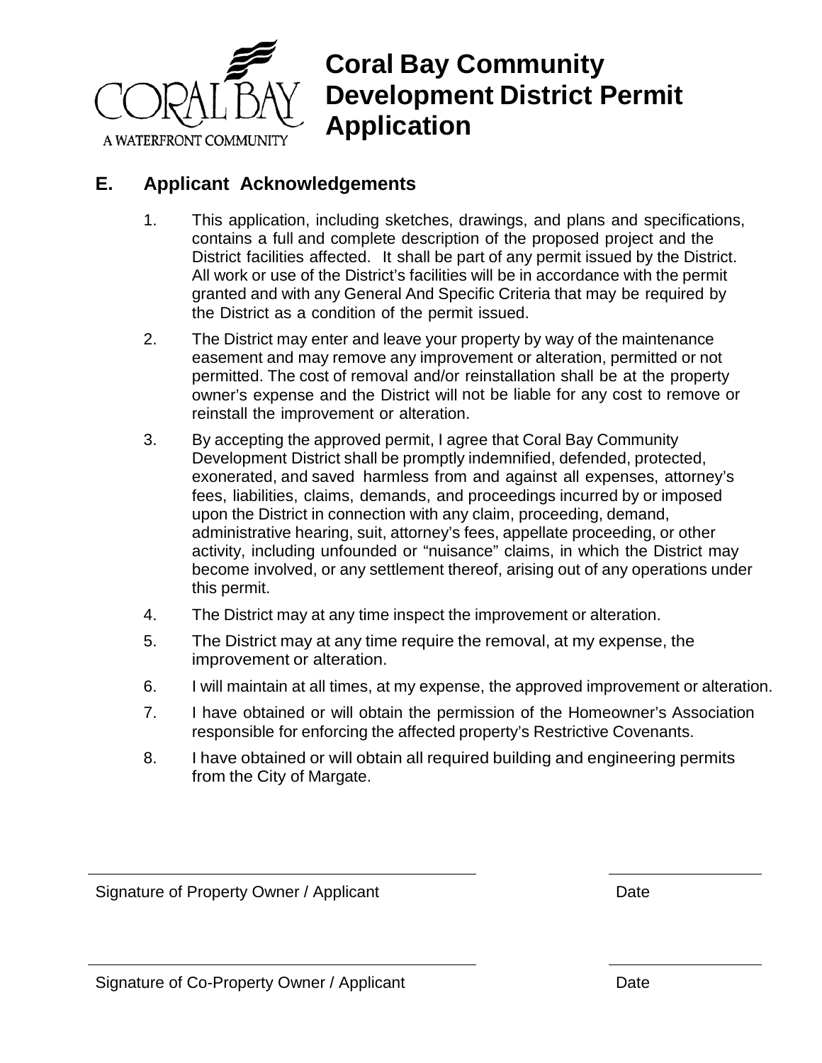# Coral Bay Community Development District Permit Application

CORAL BAY
A WATERFRONT COMMUNITY

## E. Applicant Acknowledgements

1. This application, including sketches, drawings, and plans and specifications, contains a full and complete description of the proposed project and the District facilities affected. It shall be part of any permit issued by the District. All work or use of the District's facilities will be in accordance with the permit granted and with any General And Specific Criteria that may be required by the District as a condition of the permit issued.
2. The District may enter and leave your property by way of the maintenance easement and may remove any improvement or alteration, permitted or not permitted. The cost of removal and/or reinstallation shall be at the property owner's expense and the District will not be liable for any cost to remove or reinstall the improvement or alteration.
3. By accepting the approved permit, I agree that Coral Bay Community Development District shall be promptly indemnified, defended, protected, exonerated, and saved harmless from and against all expenses, attorney's fees, liabilities, claims, demands, and proceedings incurred by or imposed upon the District in connection with any claim, proceeding, demand, administrative hearing, suit, attorney's fees, appellate proceeding, or other activity, including unfounded or "nuisance" claims, in which the District may become involved, or any settlement thereof, arising out of any operations under this permit.
4. The District may at any time inspect the improvement or alteration.
5. The District may at any time require the removal, at my expense, the improvement or alteration.
6. I will maintain at all times, at my expense, the approved improvement or alteration.
7. I have obtained or will obtain the permission of the Homeowner's Association responsible for enforcing the affected property's Restrictive Covenants.
8. I have obtained or will obtain all required building and engineering permits from the City of Margate.

\_\_\_\_\_\_\_\_\_\_\_\_\_\_\_\_\_\_\_\_\_\_\_\_\_\_\_\_\_\_\_\_\_\_\_\_\_\_\_\_ \_\_\_\_\_\_\_\_\_\_\_\_\_\_\_\_

Signature of Property Owner / Applicant Date

\_\_\_\_\_\_\_\_\_\_\_\_\_\_\_\_\_\_\_\_\_\_\_\_\_\_\_\_\_\_\_\_\_\_\_\_\_\_\_\_ \_\_\_\_\_\_\_\_\_\_\_\_\_\_\_\_

Signature of Co-Property Owner / Applicant Date